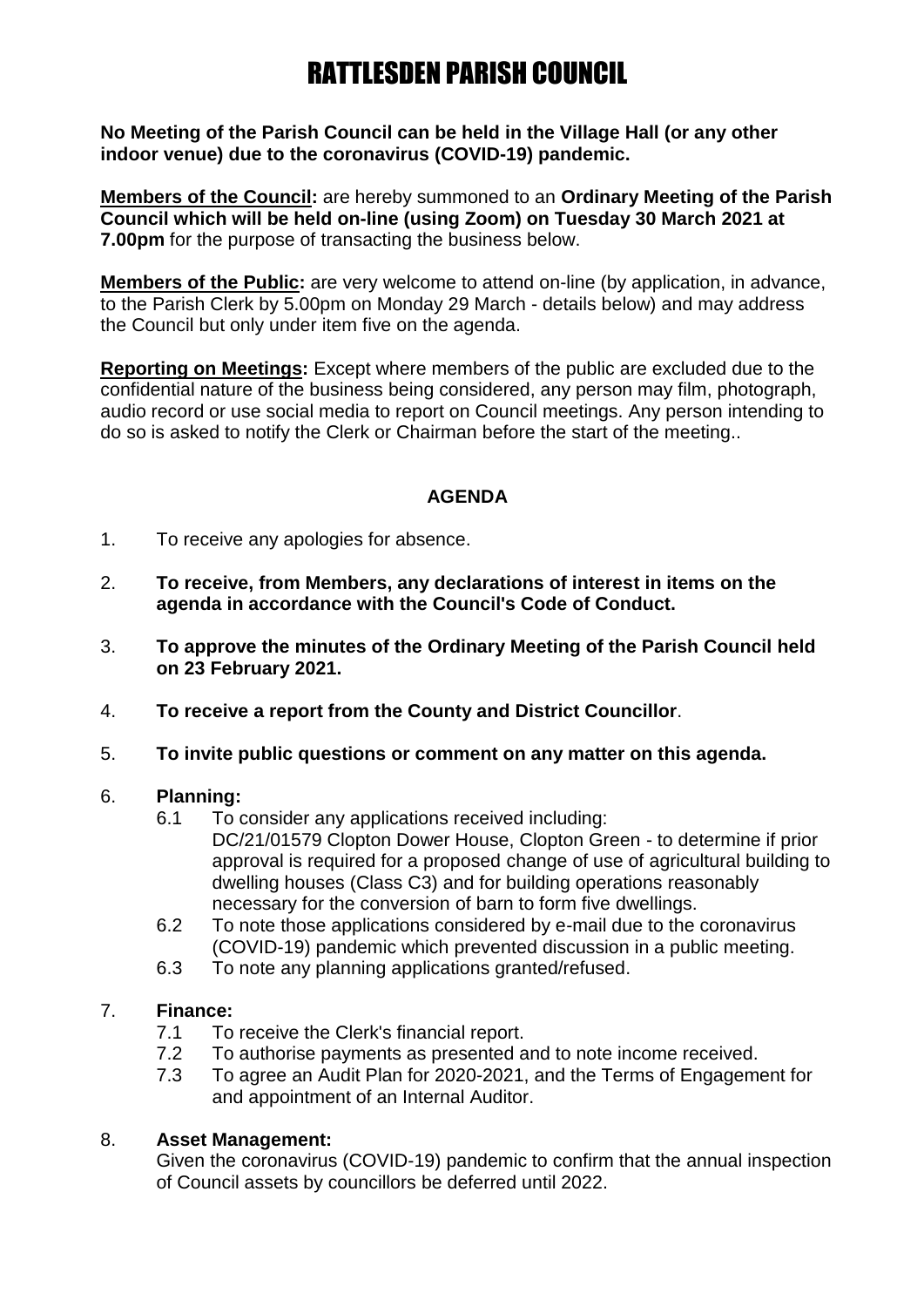# RATTLESDEN PARISH COUNCIL

**No Meeting of the Parish Council can be held in the Village Hall (or any other indoor venue) due to the coronavirus (COVID-19) pandemic.**

**Members of the Council:** are hereby summoned to an **Ordinary Meeting of the Parish Council which will be held on-line (using Zoom) on Tuesday 30 March 2021 at 7.00pm** for the purpose of transacting the business below.

**Members of the Public:** are very welcome to attend on-line (by application, in advance, to the Parish Clerk by 5.00pm on Monday 29 March - details below) and may address the Council but only under item five on the agenda.

**Reporting on Meetings:** Except where members of the public are excluded due to the confidential nature of the business being considered, any person may film, photograph, audio record or use social media to report on Council meetings. Any person intending to do so is asked to notify the Clerk or Chairman before the start of the meeting..

**AGENDA**

1. To receive any apologies for absence.

2. **To receive, from Members, any declarations of interest in items on the agenda in accordance with the Council's Code of Conduct.**

3. **To approve the minutes of the Ordinary Meeting of the Parish Council held on 23 February 2021.**

4. **To receive a report from the County and District Councillor**.

5. **To invite public questions or comment on any matter on this agenda.**

6. **Planning:**
   - 6.1 To consider any applications received including:
     DC/21/01579 Clopton Dower House, Clopton Green - to determine if prior approval is required for a proposed change of use of agricultural building to dwelling houses (Class C3) and for building operations reasonably necessary for the conversion of barn to form five dwellings.
   - 6.2 To note those applications considered by e-mail due to the coronavirus (COVID-19) pandemic which prevented discussion in a public meeting.
   - 6.3 To note any planning applications granted/refused.

7. **Finance:**
   - 7.1 To receive the Clerk's financial report.
   - 7.2 To authorise payments as presented and to note income received.
   - 7.3 To agree an Audit Plan for 2020-2021, and the Terms of Engagement for and appointment of an Internal Auditor.

8. **Asset Management:**
   Given the coronavirus (COVID-19) pandemic to confirm that the annual inspection of Council assets by councillors be deferred until 2022.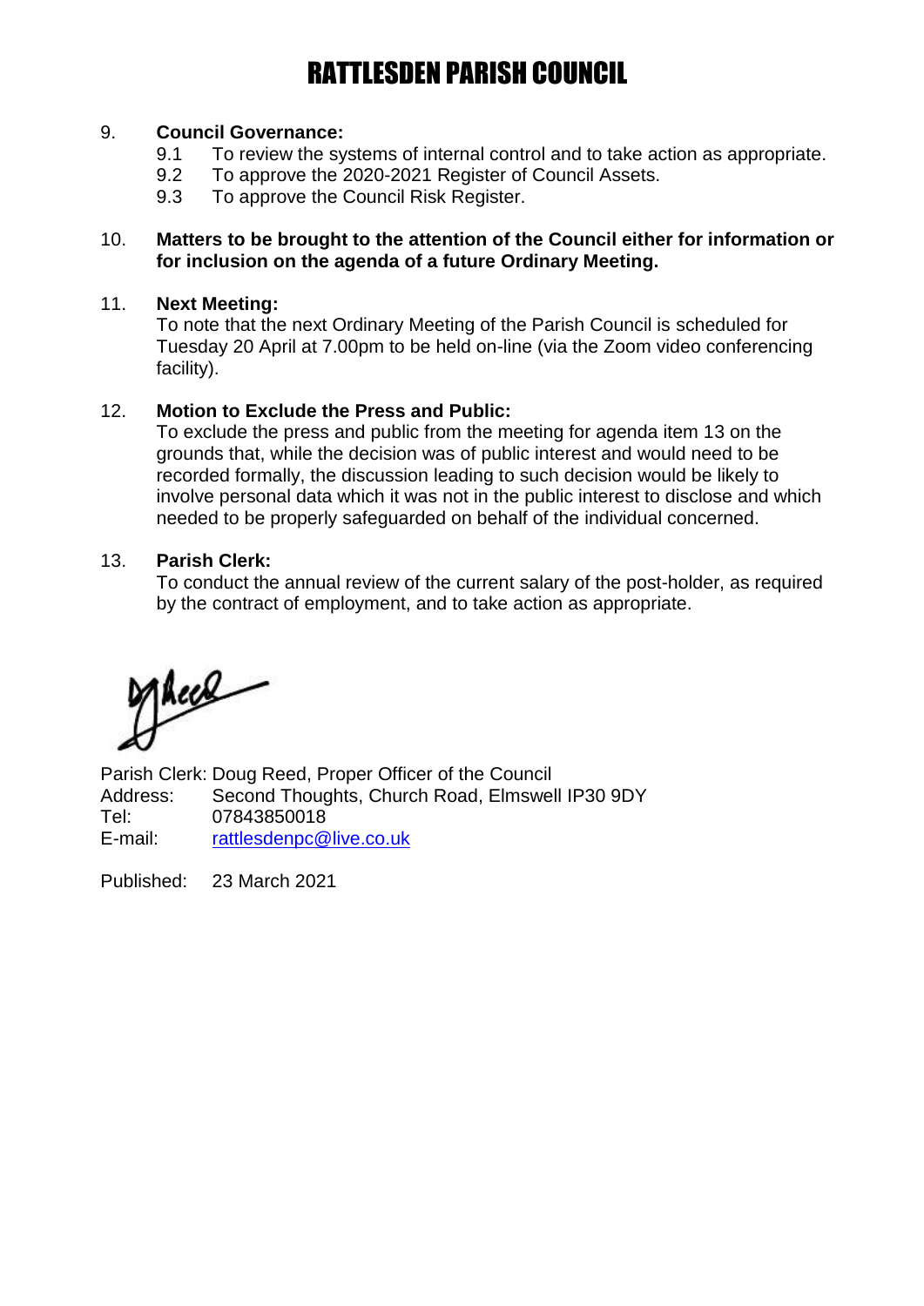# RATTLESDEN PARISH COUNCIL

9. **Council Governance:**
   - 9.1 To review the systems of internal control and to take action as appropriate.
   - 9.2 To approve the 2020-2021 Register of Council Assets.
   - 9.3 To approve the Council Risk Register.

10. **Matters to be brought to the attention of the Council either for information or for inclusion on the agenda of a future Ordinary Meeting.**

11. **Next Meeting:**
    To note that the next Ordinary Meeting of the Parish Council is scheduled for Tuesday 20 April at 7.00pm to be held on-line (via the Zoom video conferencing facility).

12. **Motion to Exclude the Press and Public:**
    To exclude the press and public from the meeting for agenda item 13 on the grounds that, while the decision was of public interest and would need to be recorded formally, the discussion leading to such decision would be likely to involve personal data which it was not in the public interest to disclose and which needed to be properly safeguarded on behalf of the individual concerned.

13. **Parish Clerk:**
    To conduct the annual review of the current salary of the post-holder, as required by the contract of employment, and to take action as appropriate.

Parish Clerk: Doug Reed, Proper Officer of the Council
Address: Second Thoughts, Church Road, Elmswell IP30 9DY
Tel: 07843850018
E-mail: rattlesdenpc@live.co.uk

Published: 23 March 2021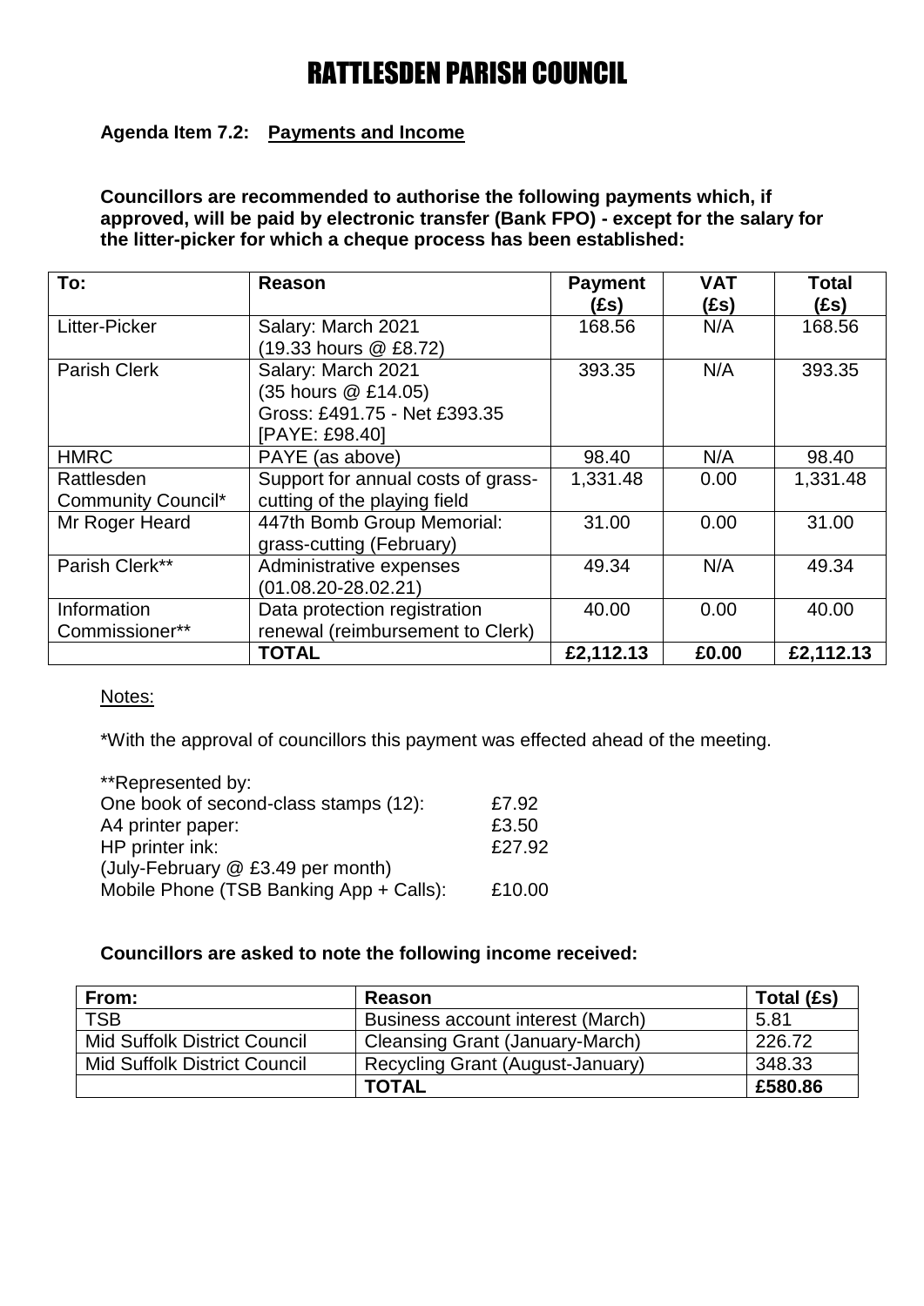# RATTLESDEN PARISH COUNCIL

**Agenda Item 7.2: Payments and Income**

**Councillors are recommended to authorise the following payments which, if approved, will be paid by electronic transfer (Bank FPO) - except for the salary for the litter-picker for which a cheque process has been established:**

| To: | Reason | Payment (£s) | VAT (£s) | Total (£s) |
|---|---|---|---|---|
| Litter-Picker | Salary: March 2021 (19.33 hours @ £8.72) | 168.56 | N/A | 168.56 |
| Parish Clerk | Salary: March 2021 (35 hours @ £14.05) Gross: £491.75 - Net £393.35 [PAYE: £98.40] | 393.35 | N/A | 393.35 |
| HMRC | PAYE (as above) | 98.40 | N/A | 98.40 |
| Rattlesden Community Council* | Support for annual costs of grass-cutting of the playing field | 1,331.48 | 0.00 | 1,331.48 |
| Mr Roger Heard | 447th Bomb Group Memorial: grass-cutting (February) | 31.00 | 0.00 | 31.00 |
| Parish Clerk** | Administrative expenses (01.08.20-28.02.21) | 49.34 | N/A | 49.34 |
| Information Commissioner** | Data protection registration renewal (reimbursement to Clerk) | 40.00 | 0.00 | 40.00 |
| | **TOTAL** | **£2,112.13** | **£0.00** | **£2,112.13** |

Notes:

*With the approval of councillors this payment was effected ahead of the meeting.

**Represented by:

| | |
|---|---|
| One book of second-class stamps (12): | £7.92 |
| A4 printer paper: | £3.50 |
| HP printer ink: (July-February @ £3.49 per month) | £27.92 |
| Mobile Phone (TSB Banking App + Calls): | £10.00 |

**Councillors are asked to note the following income received:**

| From: | Reason | Total (£s) |
|---|---|---|
| TSB | Business account interest (March) | 5.81 |
| Mid Suffolk District Council | Cleansing Grant (January-March) | 226.72 |
| Mid Suffolk District Council | Recycling Grant (August-January) | 348.33 |
| | **TOTAL** | **£580.86** |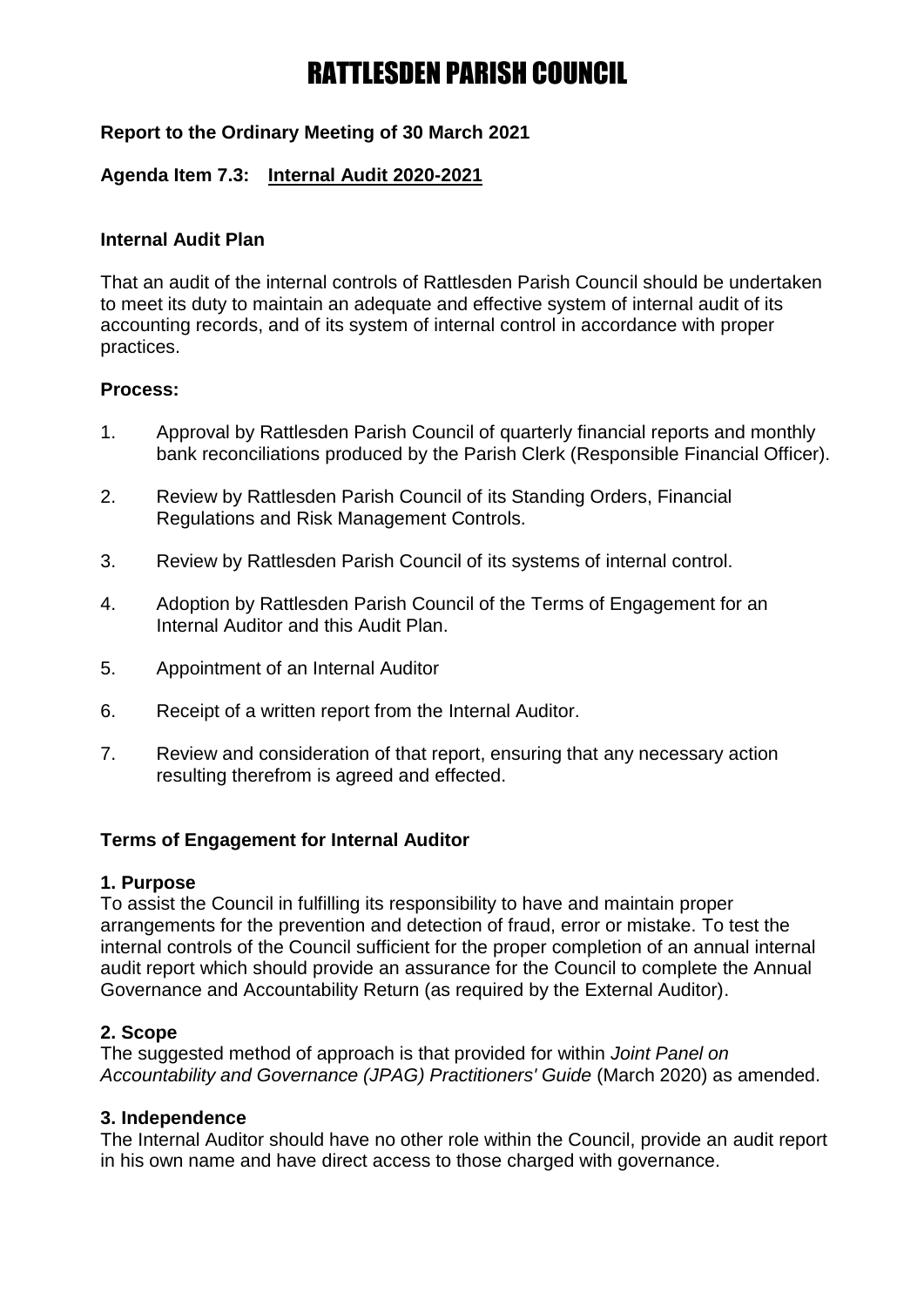# RATTLESDEN PARISH COUNCIL

**Report to the Ordinary Meeting of 30 March 2021**

**Agenda Item 7.3: Internal Audit 2020-2021**

**Internal Audit Plan**

That an audit of the internal controls of Rattlesden Parish Council should be undertaken to meet its duty to maintain an adequate and effective system of internal audit of its accounting records, and of its system of internal control in accordance with proper practices.

**Process:**

1. Approval by Rattlesden Parish Council of quarterly financial reports and monthly bank reconciliations produced by the Parish Clerk (Responsible Financial Officer).

2. Review by Rattlesden Parish Council of its Standing Orders, Financial Regulations and Risk Management Controls.

3. Review by Rattlesden Parish Council of its systems of internal control.

4. Adoption by Rattlesden Parish Council of the Terms of Engagement for an Internal Auditor and this Audit Plan.

5. Appointment of an Internal Auditor

6. Receipt of a written report from the Internal Auditor.

7. Review and consideration of that report, ensuring that any necessary action resulting therefrom is agreed and effected.

**Terms of Engagement for Internal Auditor**

**1. Purpose**
To assist the Council in fulfilling its responsibility to have and maintain proper arrangements for the prevention and detection of fraud, error or mistake. To test the internal controls of the Council sufficient for the proper completion of an annual internal audit report which should provide an assurance for the Council to complete the Annual Governance and Accountability Return (as required by the External Auditor).

**2. Scope**
The suggested method of approach is that provided for within *Joint Panel on Accountability and Governance (JPAG) Practitioners' Guide* (March 2020) as amended.

**3. Independence**
The Internal Auditor should have no other role within the Council, provide an audit report in his own name and have direct access to those charged with governance.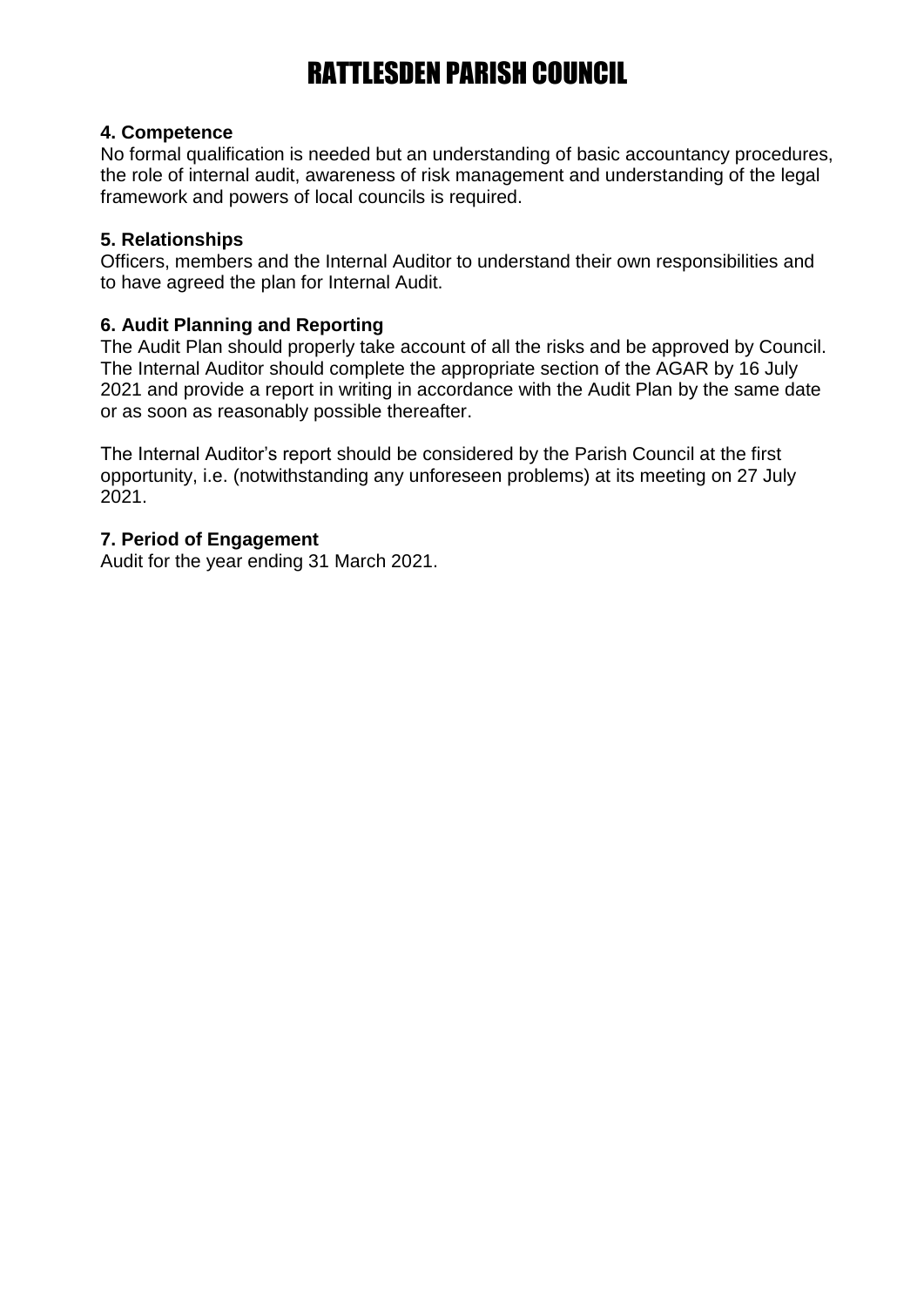# RATTLESDEN PARISH COUNCIL

### 4. Competence

No formal qualification is needed but an understanding of basic accountancy procedures, the role of internal audit, awareness of risk management and understanding of the legal framework and powers of local councils is required.

### 5. Relationships

Officers, members and the Internal Auditor to understand their own responsibilities and to have agreed the plan for Internal Audit.

### 6. Audit Planning and Reporting

The Audit Plan should properly take account of all the risks and be approved by Council. The Internal Auditor should complete the appropriate section of the AGAR by 16 July 2021 and provide a report in writing in accordance with the Audit Plan by the same date or as soon as reasonably possible thereafter.

The Internal Auditor's report should be considered by the Parish Council at the first opportunity, i.e. (notwithstanding any unforeseen problems) at its meeting on 27 July 2021.

### 7. Period of Engagement

Audit for the year ending 31 March 2021.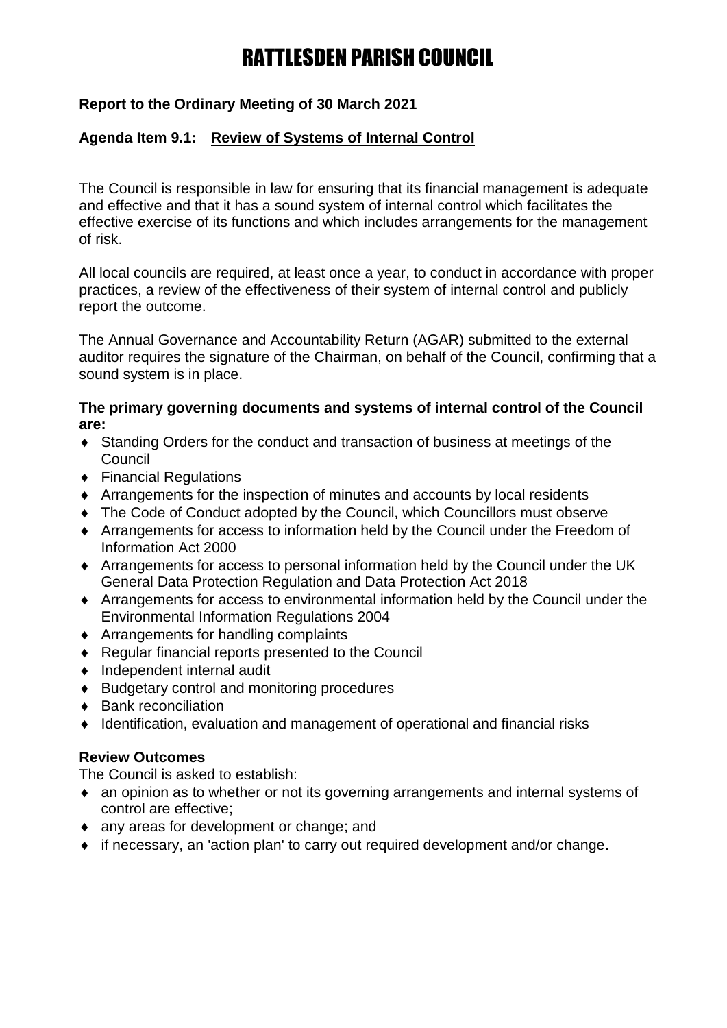# RATTLESDEN PARISH COUNCIL

**Report to the Ordinary Meeting of 30 March 2021**

**Agenda Item 9.1: Review of Systems of Internal Control**

The Council is responsible in law for ensuring that its financial management is adequate and effective and that it has a sound system of internal control which facilitates the effective exercise of its functions and which includes arrangements for the management of risk.

All local councils are required, at least once a year, to conduct in accordance with proper practices, a review of the effectiveness of their system of internal control and publicly report the outcome.

The Annual Governance and Accountability Return (AGAR) submitted to the external auditor requires the signature of the Chairman, on behalf of the Council, confirming that a sound system is in place.

**The primary governing documents and systems of internal control of the Council are:**

- Standing Orders for the conduct and transaction of business at meetings of the Council
- Financial Regulations
- Arrangements for the inspection of minutes and accounts by local residents
- The Code of Conduct adopted by the Council, which Councillors must observe
- Arrangements for access to information held by the Council under the Freedom of Information Act 2000
- Arrangements for access to personal information held by the Council under the UK General Data Protection Regulation and Data Protection Act 2018
- Arrangements for access to environmental information held by the Council under the Environmental Information Regulations 2004
- Arrangements for handling complaints
- Regular financial reports presented to the Council
- Independent internal audit
- Budgetary control and monitoring procedures
- Bank reconciliation
- Identification, evaluation and management of operational and financial risks

**Review Outcomes**

The Council is asked to establish:

- an opinion as to whether or not its governing arrangements and internal systems of control are effective;
- any areas for development or change; and
- if necessary, an 'action plan' to carry out required development and/or change.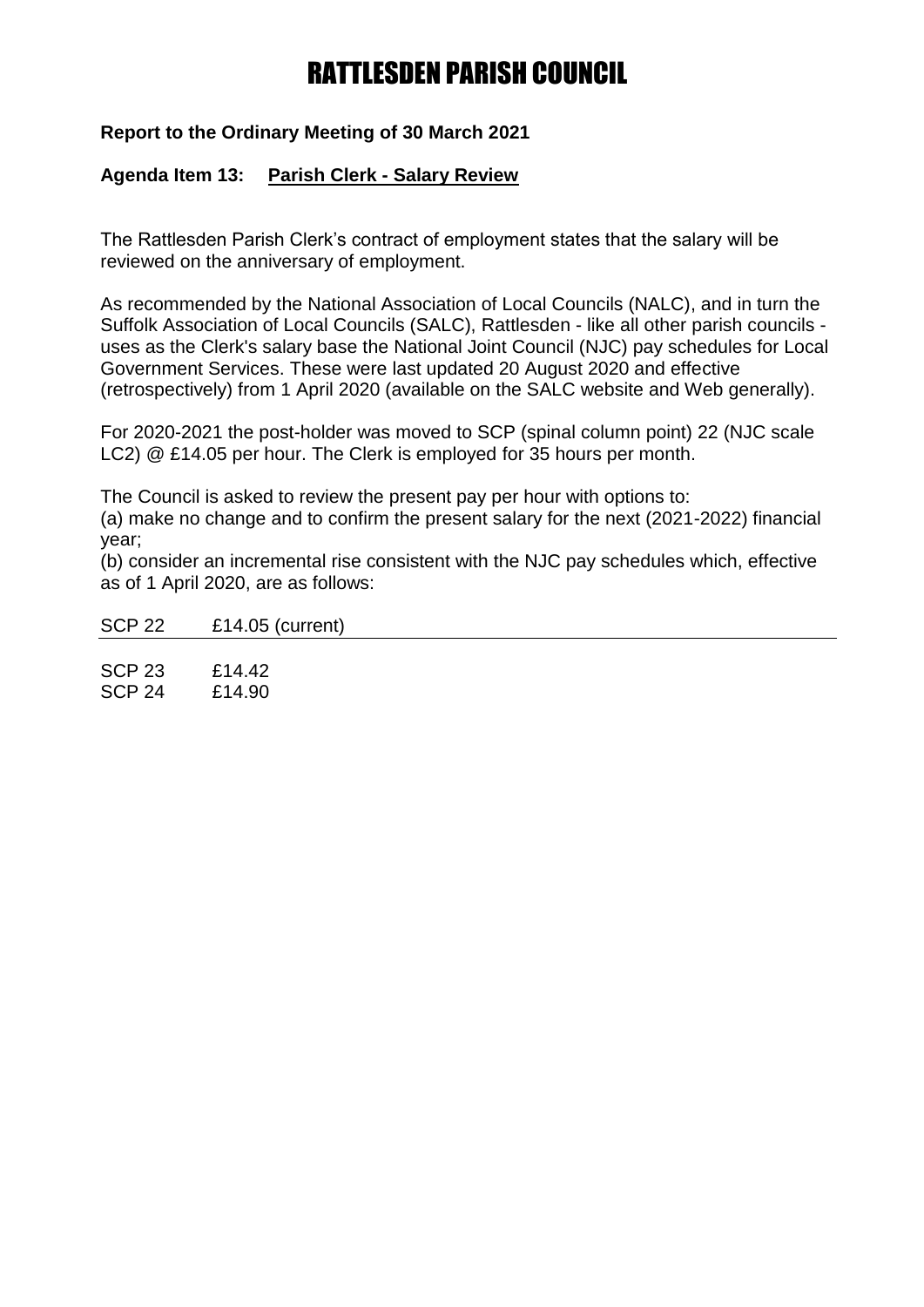# RATTLESDEN PARISH COUNCIL

**Report to the Ordinary Meeting of 30 March 2021**

**Agenda Item 13: <u>Parish Clerk - Salary Review</u>**

The Rattlesden Parish Clerk's contract of employment states that the salary will be reviewed on the anniversary of employment.

As recommended by the National Association of Local Councils (NALC), and in turn the Suffolk Association of Local Councils (SALC), Rattlesden - like all other parish councils - uses as the Clerk's salary base the National Joint Council (NJC) pay schedules for Local Government Services. These were last updated 20 August 2020 and effective (retrospectively) from 1 April 2020 (available on the SALC website and Web generally).

For 2020-2021 the post-holder was moved to SCP (spinal column point) 22 (NJC scale LC2) @ £14.05 per hour. The Clerk is employed for 35 hours per month.

The Council is asked to review the present pay per hour with options to:
(a) make no change and to confirm the present salary for the next (2021-2022) financial year;
(b) consider an incremental rise consistent with the NJC pay schedules which, effective as of 1 April 2020, are as follows:

| | |
|---|---|
| SCP 22 | £14.05 (current) |
| SCP 23 | £14.42 |
| SCP 24 | £14.90 |